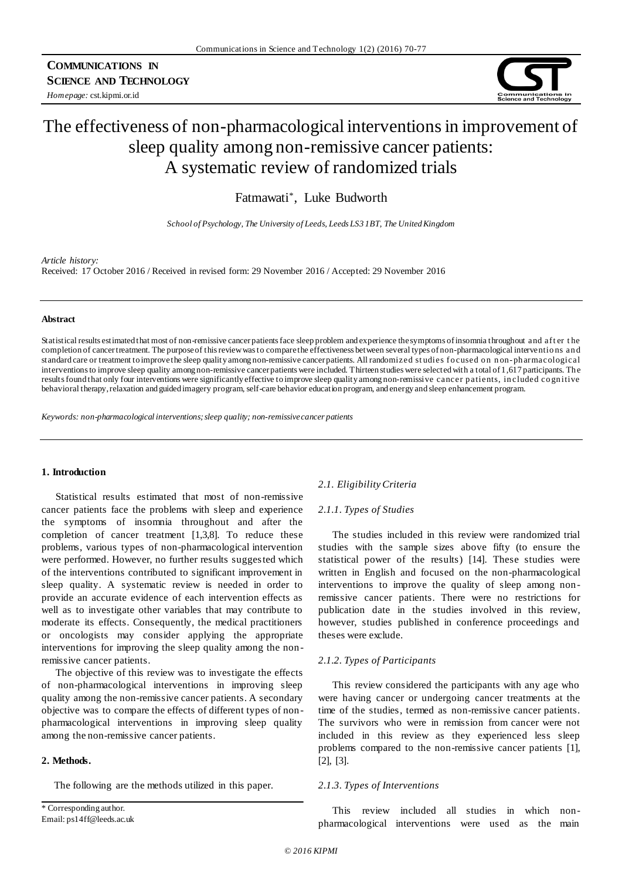**COMMUNICATIONS IN SCIENCE AND TECHNOLOGY**

*Homepage:* cst.kipmi.or.id

# The effectiveness of non-pharmacological interventions in improvement of sleep quality among non-remissive cancer patients: A systematic review of randomized trials

Fatmawati*, Luke Budworth

*School of Psychology, The University of Leeds, Leeds LS3 1BT, The United Kingdom*

*Article history:*
Received: 17 October 2016 / Received in revised form: 29 November 2016 / Accepted: 29 November 2016

### Abstract

Statistical results estimated that most of non-remissive cancer patients face sleep problem and experience the symptoms of insomnia throughout and after the completion of cancer treatment. The purpose of this review was to compare the effectiveness between several types of non-pharmacological interventions and standard care or treatment to improve the sleep quality among non-remissive cancer patients. All randomized studies focused on non-pharmacological interventions to improve sleep quality among non-remissive cancer patients were included. Thirteen studies were selected with a total of 1,617 participants. The results found that only four interventions were significantly effective to improve sleep quality among non-remissive cancer patients, included cognitive behavioral therapy, relaxation and guided imagery program, self-care behavior education program, and energy and sleep enhancement program.

*Keywords: non-pharmacological interventions; sleep quality; non-remissive cancer patients*

## 1. Introduction

Statistical results estimated that most of non-remissive cancer patients face the problems with sleep and experience the symptoms of insomnia throughout and after the completion of cancer treatment [1,3,8]. To reduce these problems, various types of non-pharmacological intervention were performed. However, no further results suggested which of the interventions contributed to significant improvement in sleep quality. A systematic review is needed in order to provide an accurate evidence of each intervention effects as well as to investigate other variables that may contribute to moderate its effects. Consequently, the medical practitioners or oncologists may consider applying the appropriate interventions for improving the sleep quality among the non-remissive cancer patients.

The objective of this review was to investigate the effects of non-pharmacological interventions in improving sleep quality among the non-remissive cancer patients. A secondary objective was to compare the effects of different types of non-pharmacological interventions in improving sleep quality among the non-remissive cancer patients.

## 2. Methods.

The following are the methods utilized in this paper.

### *2.1. Eligibility Criteria*

#### *2.1.1. Types of Studies*

The studies included in this review were randomized trial studies with the sample sizes above fifty (to ensure the statistical power of the results) [14]. These studies were written in English and focused on the non-pharmacological interventions to improve the quality of sleep among non-remissive cancer patients. There were no restrictions for publication date in the studies involved in this review, however, studies published in conference proceedings and theses were exclude.

#### *2.1.2. Types of Participants*

This review considered the participants with any age who were having cancer or undergoing cancer treatments at the time of the studies, termed as non-remissive cancer patients. The survivors who were in remission from cancer were not included in this review as they experienced less sleep problems compared to the non-remissive cancer patients [1], [2], [3].

#### *2.1.3. Types of Interventions*

This review included all studies in which non-pharmacological interventions were used as the main

\* Corresponding author.
Email: ps14ff@leeds.ac.uk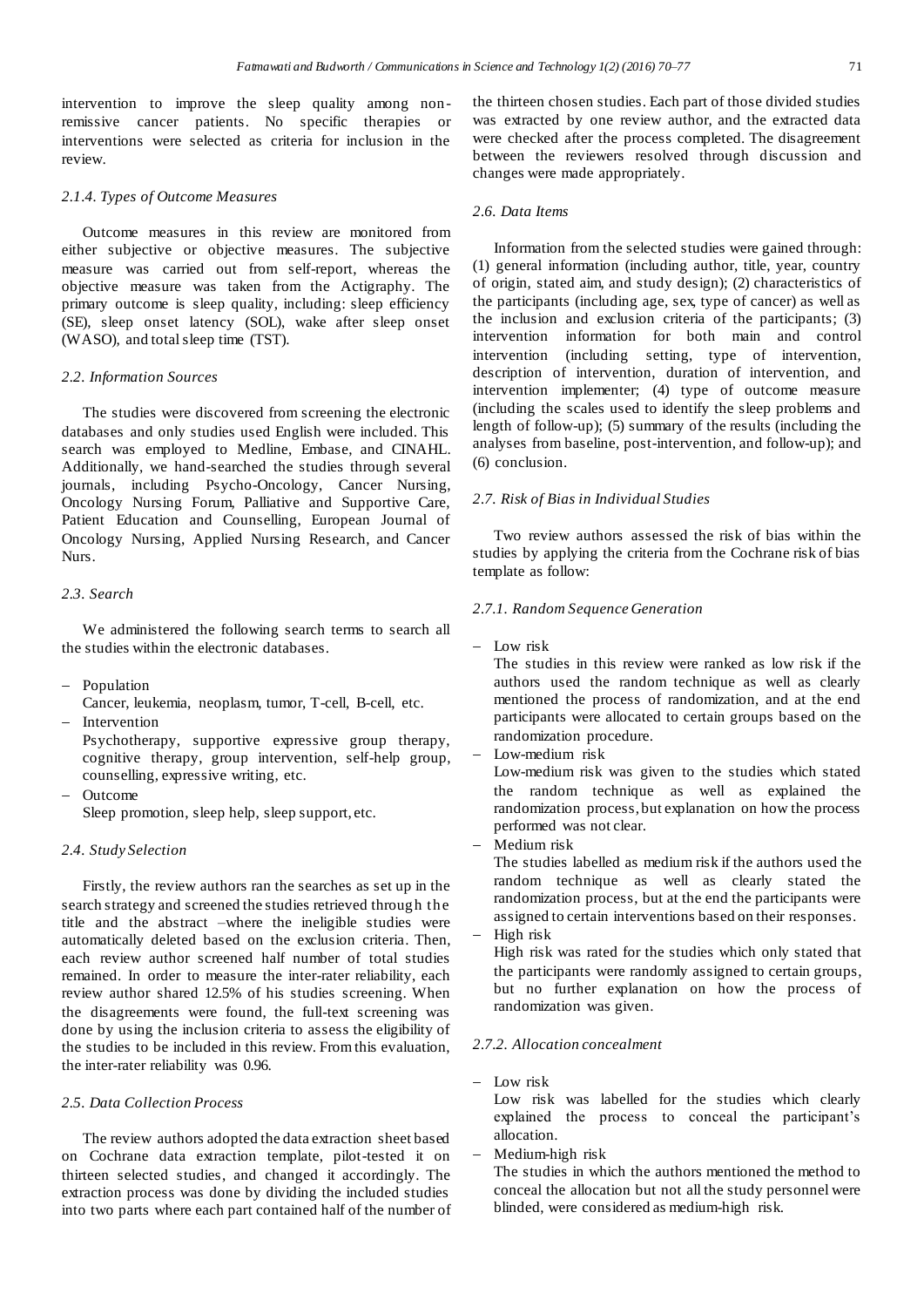intervention to improve the sleep quality among non-remissive cancer patients. No specific therapies or interventions were selected as criteria for inclusion in the review.

#### 2.1.4. Types of Outcome Measures

Outcome measures in this review are monitored from either subjective or objective measures. The subjective measure was carried out from self-report, whereas the objective measure was taken from the Actigraphy. The primary outcome is sleep quality, including: sleep efficiency (SE), sleep onset latency (SOL), wake after sleep onset (WASO), and total sleep time (TST).

### 2.2. Information Sources

The studies were discovered from screening the electronic databases and only studies used English were included. This search was employed to Medline, Embase, and CINAHL. Additionally, we hand-searched the studies through several journals, including Psycho-Oncology, Cancer Nursing, Oncology Nursing Forum, Palliative and Supportive Care, Patient Education and Counselling, European Journal of Oncology Nursing, Applied Nursing Research, and Cancer Nurs.

### 2.3. Search

We administered the following search terms to search all the studies within the electronic databases.

- Population
  Cancer, leukemia, neoplasm, tumor, T-cell, B-cell, etc.
- Intervention
  Psychotherapy, supportive expressive group therapy, cognitive therapy, group intervention, self-help group, counselling, expressive writing, etc.
- Outcome
  Sleep promotion, sleep help, sleep support, etc.

### 2.4. Study Selection

Firstly, the review authors ran the searches as set up in the search strategy and screened the studies retrieved through the title and the abstract –where the ineligible studies were automatically deleted based on the exclusion criteria. Then, each review author screened half number of total studies remained. In order to measure the inter-rater reliability, each review author shared 12.5% of his studies screening. When the disagreements were found, the full-text screening was done by using the inclusion criteria to assess the eligibility of the studies to be included in this review. From this evaluation, the inter-rater reliability was 0.96.

### 2.5. Data Collection Process

The review authors adopted the data extraction sheet based on Cochrane data extraction template, pilot-tested it on thirteen selected studies, and changed it accordingly. The extraction process was done by dividing the included studies into two parts where each part contained half of the number of the thirteen chosen studies. Each part of those divided studies was extracted by one review author, and the extracted data were checked after the process completed. The disagreement between the reviewers resolved through discussion and changes were made appropriately.

### 2.6. Data Items

Information from the selected studies were gained through: (1) general information (including author, title, year, country of origin, stated aim, and study design); (2) characteristics of the participants (including age, sex, type of cancer) as well as the inclusion and exclusion criteria of the participants; (3) intervention information for both main and control intervention (including setting, type of intervention, description of intervention, duration of intervention, and intervention implementer; (4) type of outcome measure (including the scales used to identify the sleep problems and length of follow-up); (5) summary of the results (including the analyses from baseline, post-intervention, and follow-up); and (6) conclusion.

### 2.7. Risk of Bias in Individual Studies

Two review authors assessed the risk of bias within the studies by applying the criteria from the Cochrane risk of bias template as follow:

#### 2.7.1. Random Sequence Generation

- Low risk
  The studies in this review were ranked as low risk if the authors used the random technique as well as clearly mentioned the process of randomization, and at the end participants were allocated to certain groups based on the randomization procedure.
- Low-medium risk
  Low-medium risk was given to the studies which stated the random technique as well as explained the randomization process, but explanation on how the process performed was not clear.
- Medium risk
  The studies labelled as medium risk if the authors used the random technique as well as clearly stated the randomization process, but at the end the participants were assigned to certain interventions based on their responses.
- High risk
  High risk was rated for the studies which only stated that the participants were randomly assigned to certain groups, but no further explanation on how the process of randomization was given.

#### 2.7.2. Allocation concealment

- Low risk
  Low risk was labelled for the studies which clearly explained the process to conceal the participant's allocation.
- Medium-high risk
  The studies in which the authors mentioned the method to conceal the allocation but not all the study personnel were blinded, were considered as medium-high risk.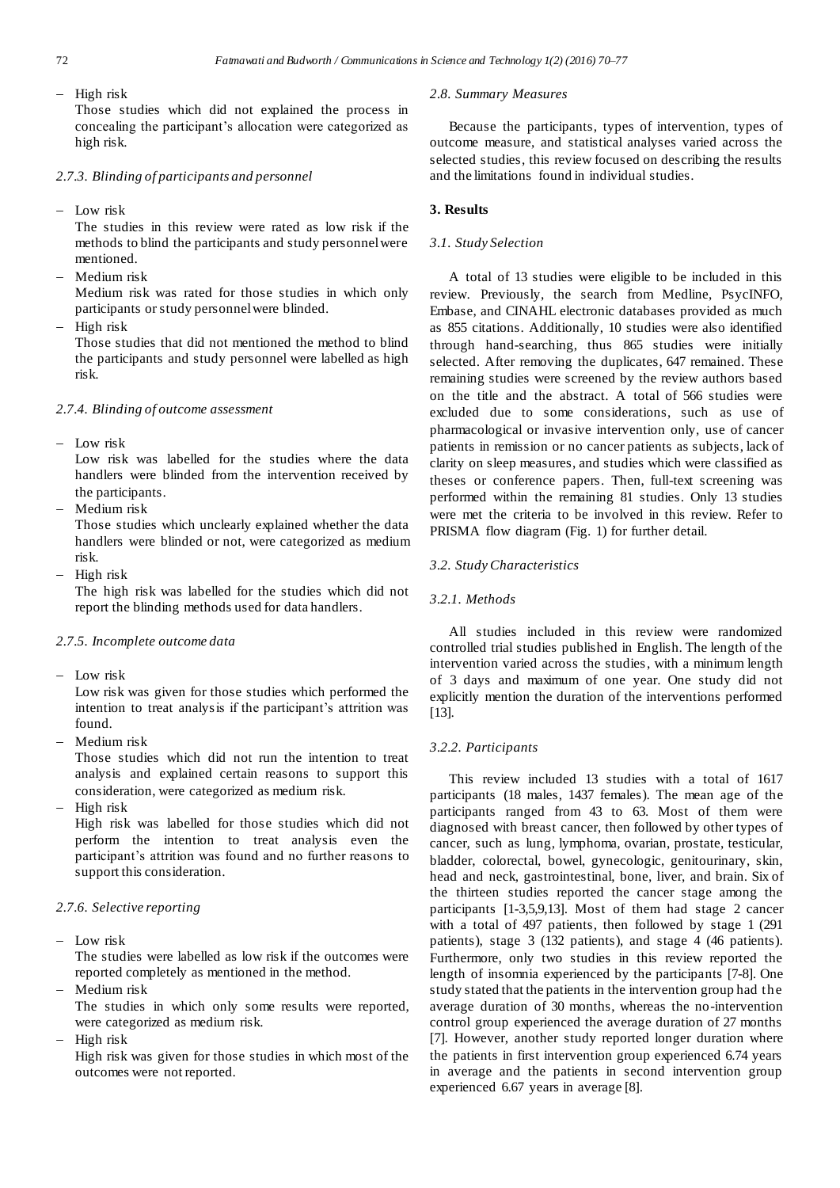– High risk

  Those studies which did not explained the process in concealing the participant's allocation were categorized as high risk.

#### 2.7.3. Blinding of participants and personnel

– Low risk

  The studies in this review were rated as low risk if the methods to blind the participants and study personnel were mentioned.

– Medium risk

  Medium risk was rated for those studies in which only participants or study personnel were blinded.

– High risk

  Those studies that did not mentioned the method to blind the participants and study personnel were labelled as high risk.

#### 2.7.4. Blinding of outcome assessment

– Low risk

  Low risk was labelled for the studies where the data handlers were blinded from the intervention received by the participants.

– Medium risk

  Those studies which unclearly explained whether the data handlers were blinded or not, were categorized as medium risk.

– High risk

  The high risk was labelled for the studies which did not report the blinding methods used for data handlers.

#### 2.7.5. Incomplete outcome data

– Low risk

  Low risk was given for those studies which performed the intention to treat analysis if the participant's attrition was found.

– Medium risk

  Those studies which did not run the intention to treat analysis and explained certain reasons to support this consideration, were categorized as medium risk.

– High risk

  High risk was labelled for those studies which did not perform the intention to treat analysis even the participant's attrition was found and no further reasons to support this consideration.

#### 2.7.6. Selective reporting

– Low risk

  The studies were labelled as low risk if the outcomes were reported completely as mentioned in the method.

– Medium risk

  The studies in which only some results were reported, were categorized as medium risk.

– High risk

  High risk was given for those studies in which most of the outcomes were not reported.

### 2.8. Summary Measures

Because the participants, types of intervention, types of outcome measure, and statistical analyses varied across the selected studies, this review focused on describing the results and the limitations found in individual studies.

## 3. Results

### 3.1. Study Selection

A total of 13 studies were eligible to be included in this review. Previously, the search from Medline, PsycINFO, Embase, and CINAHL electronic databases provided as much as 855 citations. Additionally, 10 studies were also identified through hand-searching, thus 865 studies were initially selected. After removing the duplicates, 647 remained. These remaining studies were screened by the review authors based on the title and the abstract. A total of 566 studies were excluded due to some considerations, such as use of pharmacological or invasive intervention only, use of cancer patients in remission or no cancer patients as subjects, lack of clarity on sleep measures, and studies which were classified as theses or conference papers. Then, full-text screening was performed within the remaining 81 studies. Only 13 studies were met the criteria to be involved in this review. Refer to PRISMA flow diagram (Fig. 1) for further detail.

### 3.2. Study Characteristics

#### 3.2.1. Methods

All studies included in this review were randomized controlled trial studies published in English. The length of the intervention varied across the studies, with a minimum length of 3 days and maximum of one year. One study did not explicitly mention the duration of the interventions performed [13].

#### 3.2.2. Participants

This review included 13 studies with a total of 1617 participants (18 males, 1437 females). The mean age of the participants ranged from 43 to 63. Most of them were diagnosed with breast cancer, then followed by other types of cancer, such as lung, lymphoma, ovarian, prostate, testicular, bladder, colorectal, bowel, gynecologic, genitourinary, skin, head and neck, gastrointestinal, bone, liver, and brain. Six of the thirteen studies reported the cancer stage among the participants [1-3,5,9,13]. Most of them had stage 2 cancer with a total of 497 patients, then followed by stage 1 (291 patients), stage 3 (132 patients), and stage 4 (46 patients). Furthermore, only two studies in this review reported the length of insomnia experienced by the participants [7-8]. One study stated that the patients in the intervention group had the average duration of 30 months, whereas the no-intervention control group experienced the average duration of 27 months [7]. However, another study reported longer duration where the patients in first intervention group experienced 6.74 years in average and the patients in second intervention group experienced 6.67 years in average [8].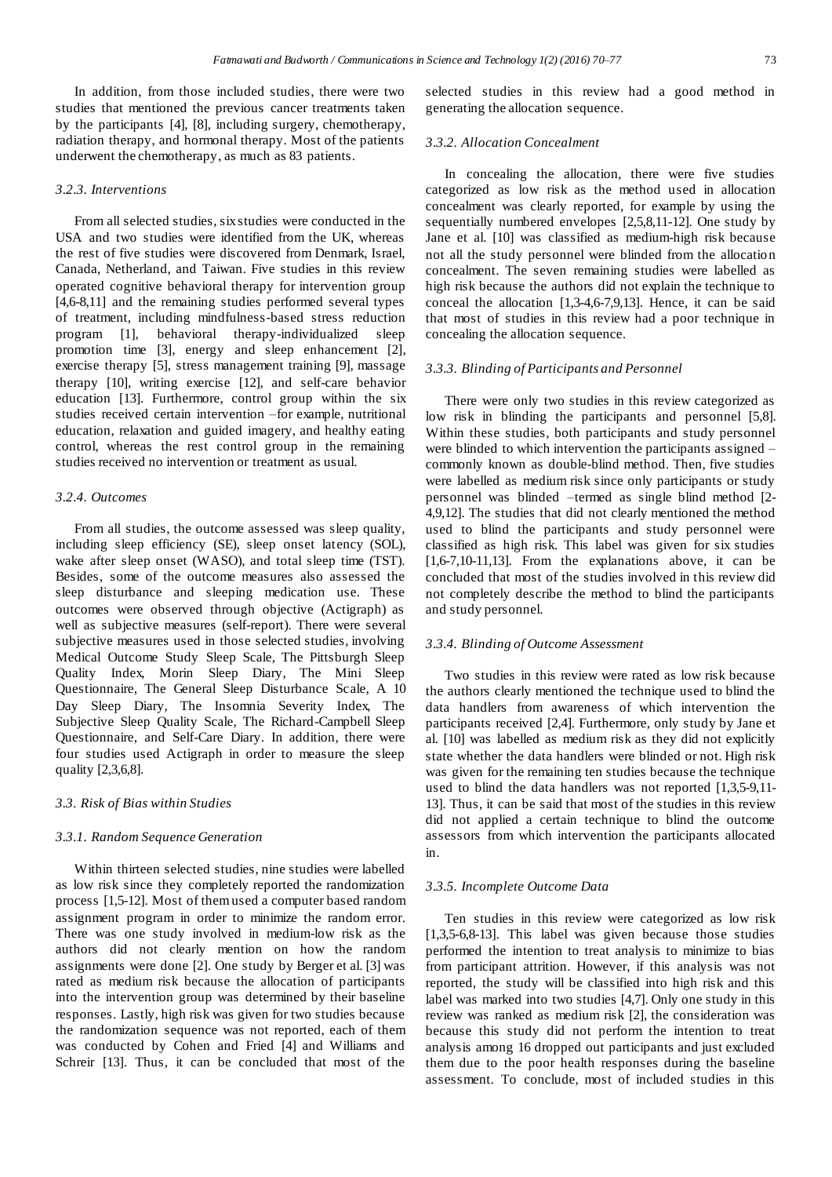In addition, from those included studies, there were two studies that mentioned the previous cancer treatments taken by the participants [4], [8], including surgery, chemotherapy, radiation therapy, and hormonal therapy. Most of the patients underwent the chemotherapy, as much as 83 patients.

#### *3.2.3. Interventions*

From all selected studies, six studies were conducted in the USA and two studies were identified from the UK, whereas the rest of five studies were discovered from Denmark, Israel, Canada, Netherland, and Taiwan. Five studies in this review operated cognitive behavioral therapy for intervention group [4,6-8,11] and the remaining studies performed several types of treatment, including mindfulness-based stress reduction program [1], behavioral therapy-individualized sleep promotion time [3], energy and sleep enhancement [2], exercise therapy [5], stress management training [9], massage therapy [10], writing exercise [12], and self-care behavior education [13]. Furthermore, control group within the six studies received certain intervention –for example, nutritional education, relaxation and guided imagery, and healthy eating control, whereas the rest control group in the remaining studies received no intervention or treatment as usual.

#### *3.2.4. Outcomes*

From all studies, the outcome assessed was sleep quality, including sleep efficiency (SE), sleep onset latency (SOL), wake after sleep onset (WASO), and total sleep time (TST). Besides, some of the outcome measures also assessed the sleep disturbance and sleeping medication use. These outcomes were observed through objective (Actigraph) as well as subjective measures (self-report). There were several subjective measures used in those selected studies, involving Medical Outcome Study Sleep Scale, The Pittsburgh Sleep Quality Index, Morin Sleep Diary, The Mini Sleep Questionnaire, The General Sleep Disturbance Scale, A 10 Day Sleep Diary, The Insomnia Severity Index, The Subjective Sleep Quality Scale, The Richard-Campbell Sleep Questionnaire, and Self-Care Diary. In addition, there were four studies used Actigraph in order to measure the sleep quality [2,3,6,8].

### *3.3. Risk of Bias within Studies*

#### *3.3.1. Random Sequence Generation*

Within thirteen selected studies, nine studies were labelled as low risk since they completely reported the randomization process [1,5-12]. Most of them used a computer based random assignment program in order to minimize the random error. There was one study involved in medium-low risk as the authors did not clearly mention on how the random assignments were done [2]. One study by Berger et al. [3] was rated as medium risk because the allocation of participants into the intervention group was determined by their baseline responses. Lastly, high risk was given for two studies because the randomization sequence was not reported, each of them was conducted by Cohen and Fried [4] and Williams and Schreir [13]. Thus, it can be concluded that most of the selected studies in this review had a good method in generating the allocation sequence.

#### *3.3.2. Allocation Concealment*

In concealing the allocation, there were five studies categorized as low risk as the method used in allocation concealment was clearly reported, for example by using the sequentially numbered envelopes [2,5,8,11-12]. One study by Jane et al. [10] was classified as medium-high risk because not all the study personnel were blinded from the allocation concealment. The seven remaining studies were labelled as high risk because the authors did not explain the technique to conceal the allocation [1,3-4,6-7,9,13]. Hence, it can be said that most of studies in this review had a poor technique in concealing the allocation sequence.

#### *3.3.3. Blinding of Participants and Personnel*

There were only two studies in this review categorized as low risk in blinding the participants and personnel [5,8]. Within these studies, both participants and study personnel were blinded to which intervention the participants assigned – commonly known as double-blind method. Then, five studies were labelled as medium risk since only participants or study personnel was blinded –termed as single blind method [2-4,9,12]. The studies that did not clearly mentioned the method used to blind the participants and study personnel were classified as high risk. This label was given for six studies [1,6-7,10-11,13]. From the explanations above, it can be concluded that most of the studies involved in this review did not completely describe the method to blind the participants and study personnel.

#### *3.3.4. Blinding of Outcome Assessment*

Two studies in this review were rated as low risk because the authors clearly mentioned the technique used to blind the data handlers from awareness of which intervention the participants received [2,4]. Furthermore, only study by Jane et al. [10] was labelled as medium risk as they did not explicitly state whether the data handlers were blinded or not. High risk was given for the remaining ten studies because the technique used to blind the data handlers was not reported [1,3,5-9,11-13]. Thus, it can be said that most of the studies in this review did not applied a certain technique to blind the outcome assessors from which intervention the participants allocated in.

#### *3.3.5. Incomplete Outcome Data*

Ten studies in this review were categorized as low risk [1,3,5-6,8-13]. This label was given because those studies performed the intention to treat analysis to minimize to bias from participant attrition. However, if this analysis was not reported, the study will be classified into high risk and this label was marked into two studies [4,7]. Only one study in this review was ranked as medium risk [2], the consideration was because this study did not perform the intention to treat analysis among 16 dropped out participants and just excluded them due to the poor health responses during the baseline assessment. To conclude, most of included studies in this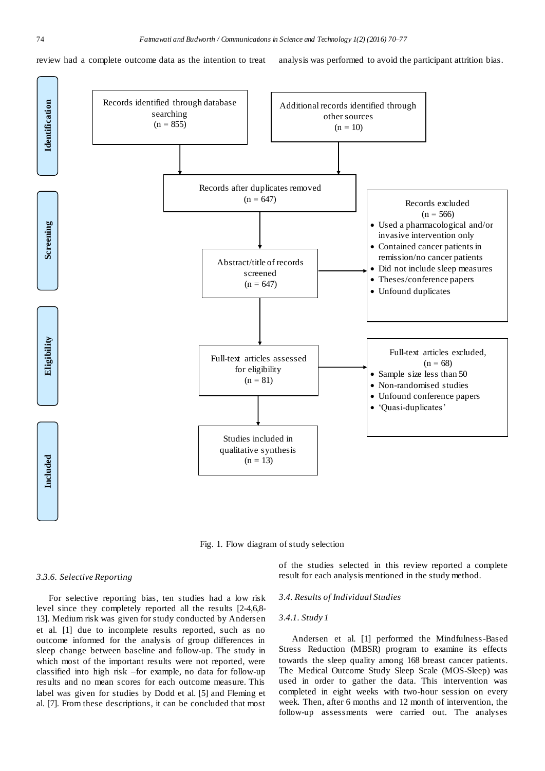review had a complete outcome data as the intention to treat analysis was performed to avoid the participant attrition bias.

**Identification**

Records identified through database searching (n = 855)

Additional records identified through other sources (n = 10)

**Screening**

Records after duplicates removed (n = 647)

Abstract/title of records screened (n = 647)

Records excluded (n = 566)
- Used a pharmacological and/or invasive intervention only
- Contained cancer patients in remission/no cancer patients
- Did not include sleep measures
- Theses/conference papers
- Unfound duplicates

**Eligibility**

Full-text articles assessed for eligibility (n = 81)

Full-text articles excluded, (n = 68)
- Sample size less than 50
- Non-randomised studies
- Unfound conference papers
- 'Quasi-duplicates'

**Included**

Studies included in qualitative synthesis (n = 13)

Fig. 1. Flow diagram of study selection

### 3.3.6. Selective Reporting

For selective reporting bias, ten studies had a low risk level since they completely reported all the results [2-4,6,8-13]. Medium risk was given for study conducted by Andersen et al. [1] due to incomplete results reported, such as no outcome informed for the analysis of group differences in sleep change between baseline and follow-up. The study in which most of the important results were not reported, were classified into high risk –for example, no data for follow-up results and no mean scores for each outcome measure. This label was given for studies by Dodd et al. [5] and Fleming et al. [7]. From these descriptions, it can be concluded that most of the studies selected in this review reported a complete result for each analysis mentioned in the study method.

### 3.4. Results of Individual Studies

#### 3.4.1. Study 1

Andersen et al. [1] performed the Mindfulness-Based Stress Reduction (MBSR) program to examine its effects towards the sleep quality among 168 breast cancer patients. The Medical Outcome Study Sleep Scale (MOS-Sleep) was used in order to gather the data. This intervention was completed in eight weeks with two-hour session on every week. Then, after 6 months and 12 month of intervention, the follow-up assessments were carried out. The analyses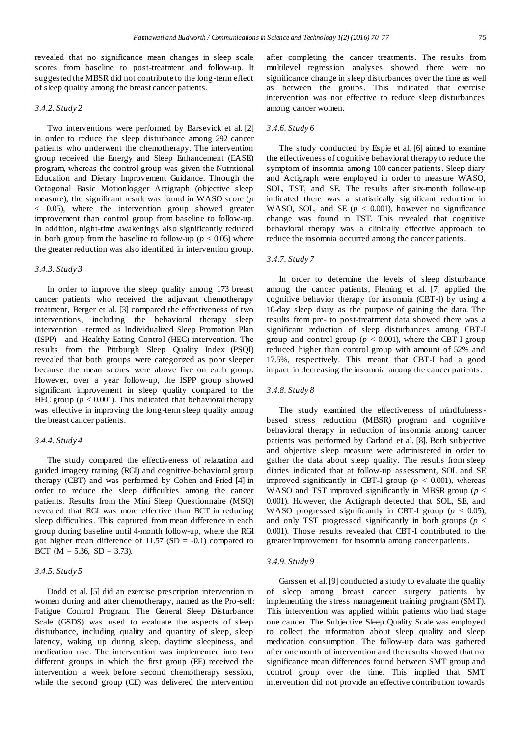revealed that no significance mean changes in sleep scale scores from baseline to post-treatment and follow-up. It suggested the MBSR did not contribute to the long-term effect of sleep quality among the breast cancer patients.

### *3.4.2. Study 2*

Two interventions were performed by Barsevick et al. [2] in order to reduce the sleep disturbance among 292 cancer patients who underwent the chemotherapy. The intervention group received the Energy and Sleep Enhancement (EASE) program, whereas the control group was given the Nutritional Education and Dietary Improvement Guidance. Through the Octagonal Basic Motionlogger Actigraph (objective sleep measure), the significant result was found in WASO score ($p < 0.05$), where the intervention group showed greater improvement than control group from baseline to follow-up. In addition, night-time awakenings also significantly reduced in both group from the baseline to follow-up ($p < 0.05$) where the greater reduction was also identified in intervention group.

### *3.4.3. Study 3*

In order to improve the sleep quality among 173 breast cancer patients who received the adjuvant chemotherapy treatment, Berger et al. [3] compared the effectiveness of two interventions, including the behavioral therapy sleep intervention –termed as Individualized Sleep Promotion Plan (ISPP)– and Healthy Eating Control (HEC) intervention. The results from the Pittburgh Sleep Quality Index (PSQI) revealed that both groups were categorized as poor sleeper because the mean scores were above five on each group. However, over a year follow-up, the ISPP group showed significant improvement in sleep quality compared to the HEC group ($p < 0.001$). This indicated that behavioral therapy was effective in improving the long-term sleep quality among the breast cancer patients.

### *3.4.4. Study 4*

The study compared the effectiveness of relaxation and guided imagery training (RGI) and cognitive-behavioral group therapy (CBT) and was performed by Cohen and Fried [4] in order to reduce the sleep difficulties among the cancer patients. Results from the Mini Sleep Questionnaire (MSQ) revealed that RGI was more effective than BCT in reducing sleep difficulties. This captured from mean difference in each group during baseline until 4-month follow-up, where the RGI got higher mean difference of 11.57 (SD = -0.1) compared to BCT (M = 5.36, SD = 3.73).

### *3.4.5. Study 5*

Dodd et al. [5] did an exercise prescription intervention in women during and after chemotherapy, named as the Pro-self: Fatigue Control Program. The General Sleep Disturbance Scale (GSDS) was used to evaluate the aspects of sleep disturbance, including quality and quantity of sleep, sleep latency, waking up during sleep, daytime sleepiness, and medication use. The intervention was implemented into two different groups in which the first group (EE) received the intervention a week before second chemotherapy session, while the second group (CE) was delivered the intervention after completing the cancer treatments. The results from multilevel regression analyses showed there were no significance change in sleep disturbances over the time as well as between the groups. This indicated that exercise intervention was not effective to reduce sleep disturbances among cancer women.

### *3.4.6. Study 6*

The study conducted by Espie et al. [6] aimed to examine the effectiveness of cognitive behavioral therapy to reduce the symptom of insomnia among 100 cancer patients. Sleep diary and Actigraph were employed in order to measure WASO, SOL, TST, and SE. The results after six-month follow-up indicated there was a statistically significant reduction in WASO, SOL, and SE ($p < 0.001$), however no significance change was found in TST. This revealed that cognitive behavioral therapy was a clinically effective approach to reduce the insomnia occurred among the cancer patients.

### *3.4.7. Study 7*

In order to determine the levels of sleep disturbance among the cancer patients, Fleming et al. [7] applied the cognitive behavior therapy for insomnia (CBT-I) by using a 10-day sleep diary as the purpose of gaining the data. The results from pre- to post-treatment data showed there was a significant reduction of sleep disturbances among CBT-I group and control group ($p < 0.001$), where the CBT-I group reduced higher than control group with amount of 52% and 17.5%, respectively. This meant that CBT-I had a good impact in decreasing the insomnia among the cancer patients.

### *3.4.8. Study 8*

The study examined the effectiveness of mindfulness-based stress reduction (MBSR) program and cognitive behavioral therapy in reduction of insomnia among cancer patients was performed by Garland et al. [8]. Both subjective and objective sleep measure were administered in order to gather the data about sleep quality. The results from sleep diaries indicated that at follow-up assessment, SOL and SE improved significantly in CBT-I group ($p < 0.001$), whereas WASO and TST improved significantly in MBSR group ($p < 0.001$). However, the Actigraph detected that SOL, SE, and WASO progressed significantly in CBT-I group ($p < 0.05$), and only TST progressed significantly in both groups ($p < 0.001$). Those results revealed that CBT-I contributed to the greater improvement for insomnia among cancer patients.

### *3.4.9. Study 9*

Garssen et al. [9] conducted a study to evaluate the quality of sleep among breast cancer surgery patients by implementing the stress management training program (SMT). This intervention was applied within patients who had stage one cancer. The Subjective Sleep Quality Scale was employed to collect the information about sleep quality and sleep medication consumption. The follow-up data was gathered after one month of intervention and the results showed that no significance mean differences found between SMT group and control group over the time. This implied that SMT intervention did not provide an effective contribution towards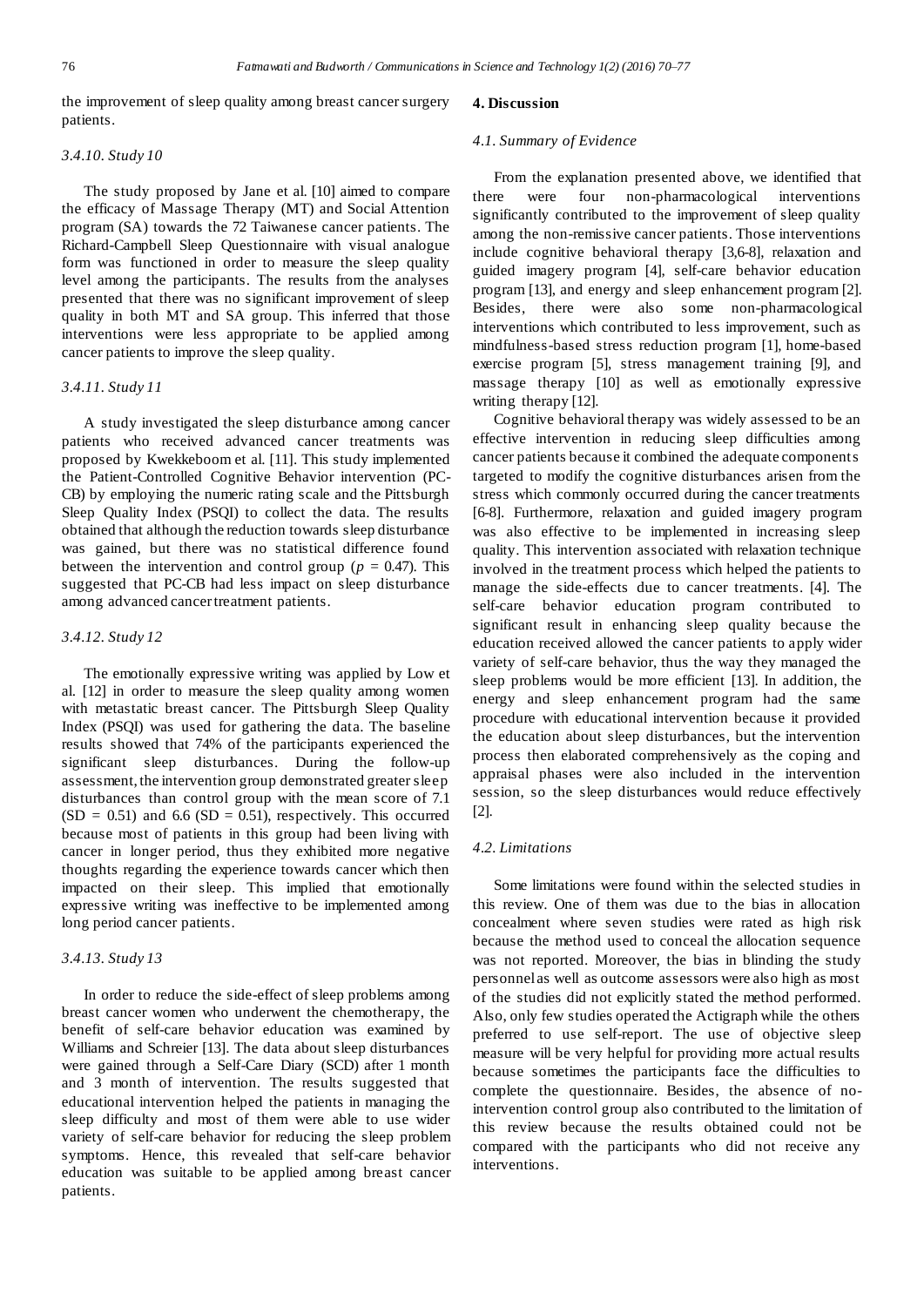the improvement of sleep quality among breast cancer surgery patients.

#### *3.4.10. Study 10*

The study proposed by Jane et al. [10] aimed to compare the efficacy of Massage Therapy (MT) and Social Attention program (SA) towards the 72 Taiwanese cancer patients. The Richard-Campbell Sleep Questionnaire with visual analogue form was functioned in order to measure the sleep quality level among the participants. The results from the analyses presented that there was no significant improvement of sleep quality in both MT and SA group. This inferred that those interventions were less appropriate to be applied among cancer patients to improve the sleep quality.

#### *3.4.11. Study 11*

A study investigated the sleep disturbance among cancer patients who received advanced cancer treatments was proposed by Kwekkeboom et al. [11]. This study implemented the Patient-Controlled Cognitive Behavior intervention (PC-CB) by employing the numeric rating scale and the Pittsburgh Sleep Quality Index (PSQI) to collect the data. The results obtained that although the reduction towards sleep disturbance was gained, but there was no statistical difference found between the intervention and control group ($p$ = 0.47). This suggested that PC-CB had less impact on sleep disturbance among advanced cancer treatment patients.

#### *3.4.12. Study 12*

The emotionally expressive writing was applied by Low et al. [12] in order to measure the sleep quality among women with metastatic breast cancer. The Pittsburgh Sleep Quality Index (PSQI) was used for gathering the data. The baseline results showed that 74% of the participants experienced the significant sleep disturbances. During the follow-up assessment, the intervention group demonstrated greater sleep disturbances than control group with the mean score of 7.1 (SD = 0.51) and 6.6 (SD = 0.51), respectively. This occurred because most of patients in this group had been living with cancer in longer period, thus they exhibited more negative thoughts regarding the experience towards cancer which then impacted on their sleep. This implied that emotionally expressive writing was ineffective to be implemented among long period cancer patients.

#### *3.4.13. Study 13*

In order to reduce the side-effect of sleep problems among breast cancer women who underwent the chemotherapy, the benefit of self-care behavior education was examined by Williams and Schreier [13]. The data about sleep disturbances were gained through a Self-Care Diary (SCD) after 1 month and 3 month of intervention. The results suggested that educational intervention helped the patients in managing the sleep difficulty and most of them were able to use wider variety of self-care behavior for reducing the sleep problem symptoms. Hence, this revealed that self-care behavior education was suitable to be applied among breast cancer patients.

## 4. Discussion

### *4.1. Summary of Evidence*

From the explanation presented above, we identified that there were four non-pharmacological interventions significantly contributed to the improvement of sleep quality among the non-remissive cancer patients. Those interventions include cognitive behavioral therapy [3,6-8], relaxation and guided imagery program [4], self-care behavior education program [13], and energy and sleep enhancement program [2]. Besides, there were also some non-pharmacological interventions which contributed to less improvement, such as mindfulness-based stress reduction program [1], home-based exercise program [5], stress management training [9], and massage therapy [10] as well as emotionally expressive writing therapy [12].

Cognitive behavioral therapy was widely assessed to be an effective intervention in reducing sleep difficulties among cancer patients because it combined the adequate components targeted to modify the cognitive disturbances arisen from the stress which commonly occurred during the cancer treatments [6-8]. Furthermore, relaxation and guided imagery program was also effective to be implemented in increasing sleep quality. This intervention associated with relaxation technique involved in the treatment process which helped the patients to manage the side-effects due to cancer treatments. [4]. The self-care behavior education program contributed to significant result in enhancing sleep quality because the education received allowed the cancer patients to apply wider variety of self-care behavior, thus the way they managed the sleep problems would be more efficient [13]. In addition, the energy and sleep enhancement program had the same procedure with educational intervention because it provided the education about sleep disturbances, but the intervention process then elaborated comprehensively as the coping and appraisal phases were also included in the intervention session, so the sleep disturbances would reduce effectively [2].

### *4.2. Limitations*

Some limitations were found within the selected studies in this review. One of them was due to the bias in allocation concealment where seven studies were rated as high risk because the method used to conceal the allocation sequence was not reported. Moreover, the bias in blinding the study personnel as well as outcome assessors were also high as most of the studies did not explicitly stated the method performed. Also, only few studies operated the Actigraph while the others preferred to use self-report. The use of objective sleep measure will be very helpful for providing more actual results because sometimes the participants face the difficulties to complete the questionnaire. Besides, the absence of no-intervention control group also contributed to the limitation of this review because the results obtained could not be compared with the participants who did not receive any interventions.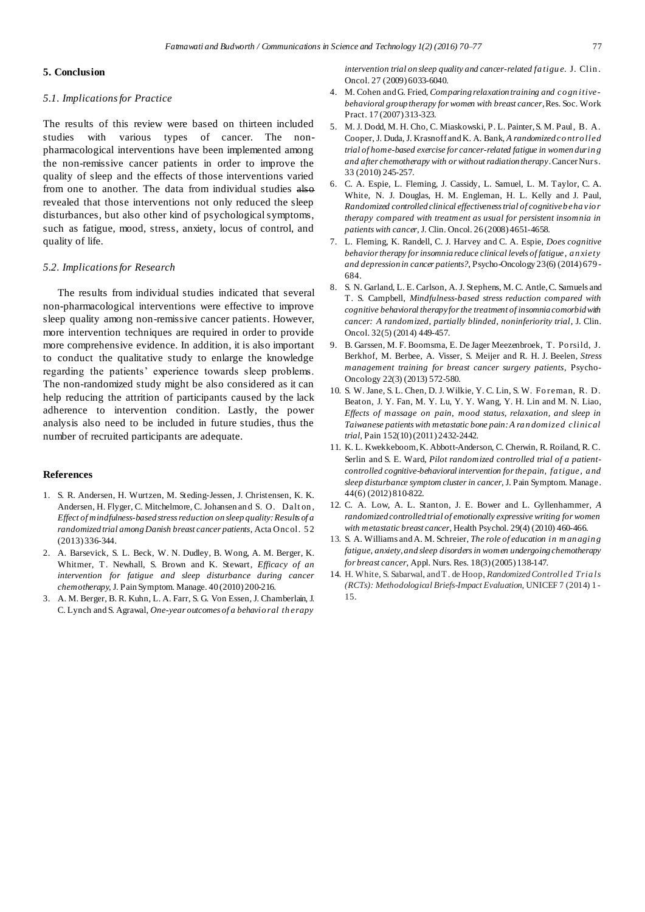## 5. Conclusion

### 5.1. Implications for Practice

The results of this review were based on thirteen included studies with various types of cancer. The non-pharmacological interventions have been implemented among the non-remissive cancer patients in order to improve the quality of sleep and the effects of those interventions varied from one to another. The data from individual studies also revealed that those interventions not only reduced the sleep disturbances, but also other kind of psychological symptoms, such as fatigue, mood, stress, anxiety, locus of control, and quality of life.

### 5.2. Implications for Research

The results from individual studies indicated that several non-pharmacological interventions were effective to improve sleep quality among non-remissive cancer patients. However, more intervention techniques are required in order to provide more comprehensive evidence. In addition, it is also important to conduct the qualitative study to enlarge the knowledge regarding the patients' experience towards sleep problems. The non-randomized study might be also considered as it can help reducing the attrition of participants caused by the lack adherence to intervention condition. Lastly, the power analysis also need to be included in future studies, thus the number of recruited participants are adequate.

## References

1. S. R. Andersen, H. Wurtzen, M. Steding-Jessen, J. Christensen, K. K. Andersen, H. Flyger, C. Mitchelmore, C. Johansen and S. O. Dalton, *Effect of mindfulness-based stress reduction on sleep quality: Results of a randomized trial among Danish breast cancer patients*, Acta Oncol. 52 (2013) 336-344.
2. A. Barsevick, S. L. Beck, W. N. Dudley, B. Wong, A. M. Berger, K. Whitmer, T. Newhall, S. Brown and K. Stewart, *Efficacy of an intervention for fatigue and sleep disturbance during cancer chemotherapy*, J. Pain Symptom. Manage. 40 (2010) 200-216.
3. A. M. Berger, B. R. Kuhn, L. A. Farr, S. G. Von Essen, J. Chamberlain, J. C. Lynch and S. Agrawal, *One-year outcomes of a behavioral therapy intervention trial on sleep quality and cancer-related fatigue*. J. Clin. Oncol. 27 (2009) 6033-6040.
4. M. Cohen and G. Fried, *Comparing relaxation training and cognitive-behavioral group therapy for women with breast cancer*, Res. Soc. Work Pract. 17 (2007) 313-323.
5. M. J. Dodd, M. H. Cho, C. Miaskowski, P. L. Painter, S. M. Paul, B. A. Cooper, J. Duda, J. Krasnoff and K. A. Bank, *A randomized controlled trial of home-based exercise for cancer-related fatigue in women during and after chemotherapy with or without radiation therapy*. Cancer Nurs. 33 (2010) 245-257.
6. C. A. Espie, L. Fleming, J. Cassidy, L. Samuel, L. M. Taylor, C. A. White, N. J. Douglas, H. M. Engleman, H. L. Kelly and J. Paul, *Randomized controlled clinical effectiveness trial of cognitive behavior therapy compared with treatment as usual for persistent insomnia in patients with cancer*, J. Clin. Oncol. 26 (2008) 4651-4658.
7. L. Fleming, K. Randell, C. J. Harvey and C. A. Espie, *Does cognitive behavior therapy for insomnia reduce clinical levels of fatigue, anxiety and depression in cancer patients?*, Psycho-Oncology 23(6) (2014) 679-684.
8. S. N. Garland, L. E. Carlson, A. J. Stephens, M. C. Antle, C. Samuels and T. S. Campbell, *Mindfulness-based stress reduction compared with cognitive behavioral therapy for the treatment of insomnia comorbid with cancer: A randomized, partially blinded, noninferiority trial*, J. Clin. Oncol. 32(5) (2014) 449-457.
9. B. Garssen, M. F. Boomsma, E. De Jager Meezenbroek, T. Porsild, J. Berkhof, M. Berbee, A. Visser, S. Meijer and R. H. J. Beelen, *Stress management training for breast cancer surgery patients*, Psycho-Oncology 22(3) (2013) 572-580.
10. S. W. Jane, S. L. Chen, D. J. Wilkie, Y. C. Lin, S. W. Foreman, R. D. Beaton, J. Y. Fan, M. Y. Lu, Y. Y. Wang, Y. H. Lin and M. N. Liao, *Effects of massage on pain, mood status, relaxation, and sleep in Taiwanese patients with metastatic bone pain: A randomized clinical trial*, Pain 152(10) (2011) 2432-2442.
11. K. L. Kwekkeboom, K. Abbott-Anderson, C. Cherwin, R. Roiland, R. C. Serlin and S. E. Ward, *Pilot randomized controlled trial of a patient-controlled cognitive-behavioral intervention for the pain, fatigue, and sleep disturbance symptom cluster in cancer*, J. Pain Symptom. Manage. 44(6) (2012) 810-822.
12. C. A. Low, A. L. Stanton, J. E. Bower and L. Gyllenhammer, *A randomized controlled trial of emotionally expressive writing for women with metastatic breast cancer*, Health Psychol. 29(4) (2010) 460-466.
13. S. A. Williams and A. M. Schreier, *The role of education in managing fatigue, anxiety, and sleep disorders in women undergoing chemotherapy for breast cancer*, Appl. Nurs. Res. 18(3) (2005) 138-147.
14. H. White, S. Sabarwal, and T. de Hoop, *Randomized Controlled Trials (RCTs): Methodological Briefs-Impact Evaluation*, UNICEF 7 (2014) 1-15.